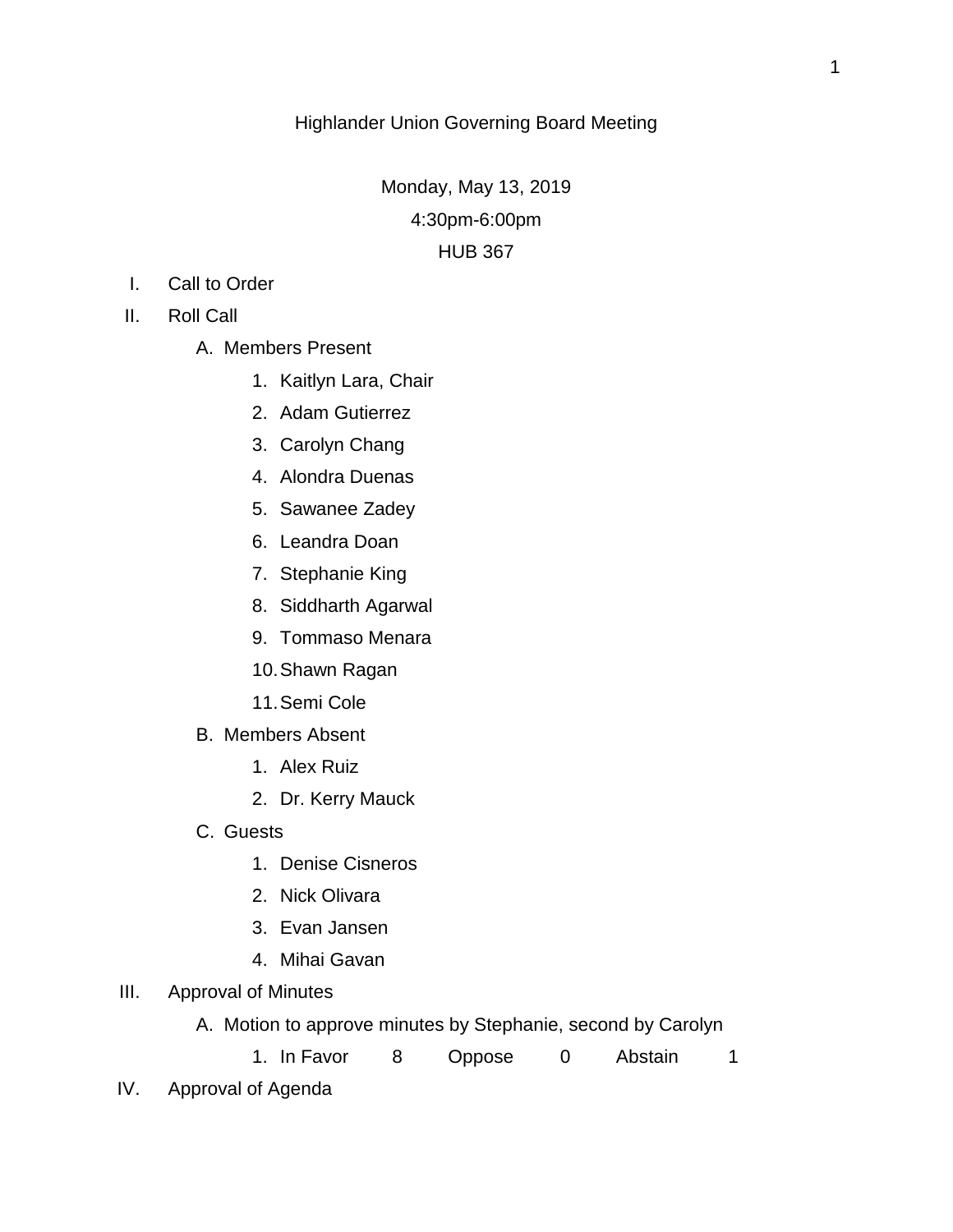# Highlander Union Governing Board Meeting

Monday, May 13, 2019

4:30pm-6:00pm

HUB 367

I. Call to Order

II. Roll Call

   A. Members Present

      1. Kaitlyn Lara, Chair
      2. Adam Gutierrez
      3. Carolyn Chang
      4. Alondra Duenas
      5. Sawanee Zadey
      6. Leandra Doan
      7. Stephanie King
      8. Siddharth Agarwal
      9. Tommaso Menara
      10. Shawn Ragan
      11. Semi Cole

   B. Members Absent

      1. Alex Ruiz
      2. Dr. Kerry Mauck

   C. Guests

      1. Denise Cisneros
      2. Nick Olivara
      3. Evan Jansen
      4. Mihai Gavan

III. Approval of Minutes

   A. Motion to approve minutes by Stephanie, second by Carolyn

      1. In Favor 8 Oppose 0 Abstain 1

IV. Approval of Agenda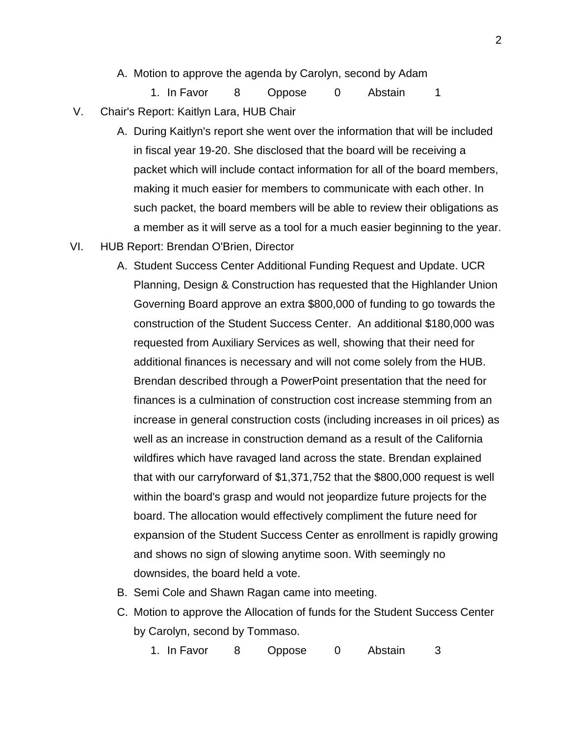A. Motion to approve the agenda by Carolyn, second by Adam
   1. In Favor 8 Oppose 0 Abstain 1

V. Chair's Report: Kaitlyn Lara, HUB Chair

A. During Kaitlyn's report she went over the information that will be included in fiscal year 19-20. She disclosed that the board will be receiving a packet which will include contact information for all of the board members, making it much easier for members to communicate with each other. In such packet, the board members will be able to review their obligations as a member as it will serve as a tool for a much easier beginning to the year.

VI. HUB Report: Brendan O'Brien, Director

A. Student Success Center Additional Funding Request and Update. UCR Planning, Design & Construction has requested that the Highlander Union Governing Board approve an extra $800,000 of funding to go towards the construction of the Student Success Center. An additional $180,000 was requested from Auxiliary Services as well, showing that their need for additional finances is necessary and will not come solely from the HUB. Brendan described through a PowerPoint presentation that the need for finances is a culmination of construction cost increase stemming from an increase in general construction costs (including increases in oil prices) as well as an increase in construction demand as a result of the California wildfires which have ravaged land across the state. Brendan explained that with our carryforward of $1,371,752 that the $800,000 request is well within the board's grasp and would not jeopardize future projects for the board. The allocation would effectively compliment the future need for expansion of the Student Success Center as enrollment is rapidly growing and shows no sign of slowing anytime soon. With seemingly no downsides, the board held a vote.

B. Semi Cole and Shawn Ragan came into meeting.

C. Motion to approve the Allocation of funds for the Student Success Center by Carolyn, second by Tommaso.
   1. In Favor 8 Oppose 0 Abstain 3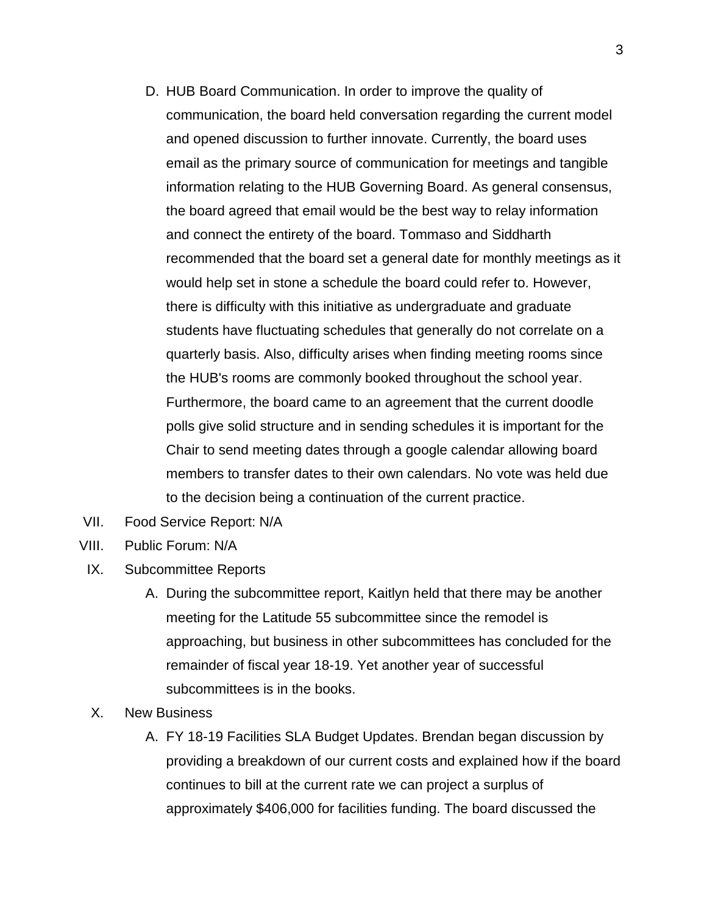D. HUB Board Communication. In order to improve the quality of communication, the board held conversation regarding the current model and opened discussion to further innovate. Currently, the board uses email as the primary source of communication for meetings and tangible information relating to the HUB Governing Board. As general consensus, the board agreed that email would be the best way to relay information and connect the entirety of the board. Tommaso and Siddharth recommended that the board set a general date for monthly meetings as it would help set in stone a schedule the board could refer to. However, there is difficulty with this initiative as undergraduate and graduate students have fluctuating schedules that generally do not correlate on a quarterly basis. Also, difficulty arises when finding meeting rooms since the HUB's rooms are commonly booked throughout the school year. Furthermore, the board came to an agreement that the current doodle polls give solid structure and in sending schedules it is important for the Chair to send meeting dates through a google calendar allowing board members to transfer dates to their own calendars. No vote was held due to the decision being a continuation of the current practice.

VII. Food Service Report: N/A

VIII. Public Forum: N/A

IX. Subcommittee Reports

A. During the subcommittee report, Kaitlyn held that there may be another meeting for the Latitude 55 subcommittee since the remodel is approaching, but business in other subcommittees has concluded for the remainder of fiscal year 18-19. Yet another year of successful subcommittees is in the books.

X. New Business

A. FY 18-19 Facilities SLA Budget Updates. Brendan began discussion by providing a breakdown of our current costs and explained how if the board continues to bill at the current rate we can project a surplus of approximately $406,000 for facilities funding. The board discussed the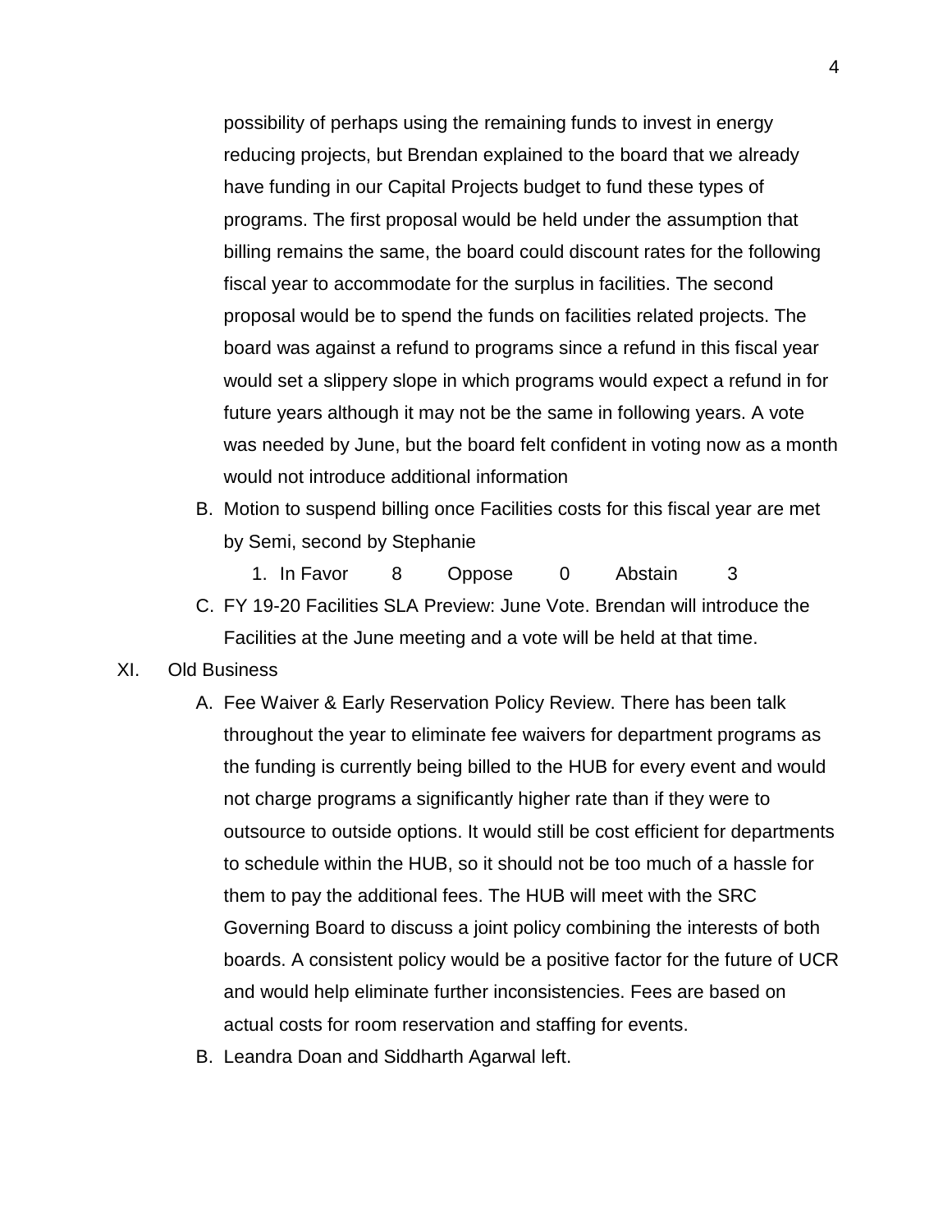possibility of perhaps using the remaining funds to invest in energy reducing projects, but Brendan explained to the board that we already have funding in our Capital Projects budget to fund these types of programs. The first proposal would be held under the assumption that billing remains the same, the board could discount rates for the following fiscal year to accommodate for the surplus in facilities. The second proposal would be to spend the funds on facilities related projects. The board was against a refund to programs since a refund in this fiscal year would set a slippery slope in which programs would expect a refund in for future years although it may not be the same in following years. A vote was needed by June, but the board felt confident in voting now as a month would not introduce additional information

B. Motion to suspend billing once Facilities costs for this fiscal year are met by Semi, second by Stephanie

   1. In Favor 8 Oppose 0 Abstain 3

C. FY 19-20 Facilities SLA Preview: June Vote. Brendan will introduce the Facilities at the June meeting and a vote will be held at that time.

XI. Old Business

A. Fee Waiver & Early Reservation Policy Review. There has been talk throughout the year to eliminate fee waivers for department programs as the funding is currently being billed to the HUB for every event and would not charge programs a significantly higher rate than if they were to outsource to outside options. It would still be cost efficient for departments to schedule within the HUB, so it should not be too much of a hassle for them to pay the additional fees. The HUB will meet with the SRC Governing Board to discuss a joint policy combining the interests of both boards. A consistent policy would be a positive factor for the future of UCR and would help eliminate further inconsistencies. Fees are based on actual costs for room reservation and staffing for events.

B. Leandra Doan and Siddharth Agarwal left.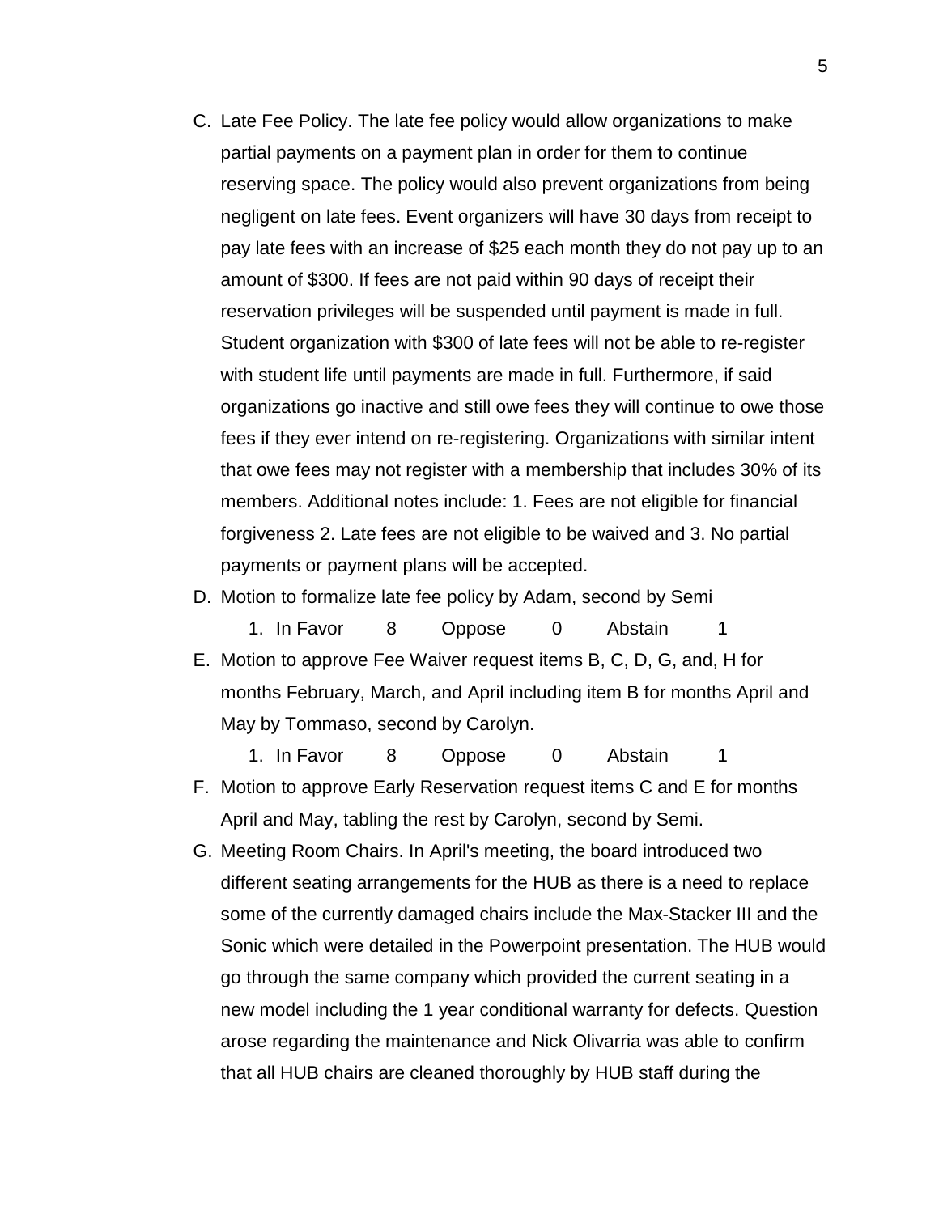C. Late Fee Policy. The late fee policy would allow organizations to make partial payments on a payment plan in order for them to continue reserving space. The policy would also prevent organizations from being negligent on late fees. Event organizers will have 30 days from receipt to pay late fees with an increase of $25 each month they do not pay up to an amount of $300. If fees are not paid within 90 days of receipt their reservation privileges will be suspended until payment is made in full. Student organization with $300 of late fees will not be able to re-register with student life until payments are made in full. Furthermore, if said organizations go inactive and still owe fees they will continue to owe those fees if they ever intend on re-registering. Organizations with similar intent that owe fees may not register with a membership that includes 30% of its members. Additional notes include: 1. Fees are not eligible for financial forgiveness 2. Late fees are not eligible to be waived and 3. No partial payments or payment plans will be accepted.

D. Motion to formalize late fee policy by Adam, second by Semi

   1. In Favor 8 Oppose 0 Abstain 1

E. Motion to approve Fee Waiver request items B, C, D, G, and, H for months February, March, and April including item B for months April and May by Tommaso, second by Carolyn.

   1. In Favor 8 Oppose 0 Abstain 1

F. Motion to approve Early Reservation request items C and E for months April and May, tabling the rest by Carolyn, second by Semi.

G. Meeting Room Chairs. In April's meeting, the board introduced two different seating arrangements for the HUB as there is a need to replace some of the currently damaged chairs include the Max-Stacker III and the Sonic which were detailed in the Powerpoint presentation. The HUB would go through the same company which provided the current seating in a new model including the 1 year conditional warranty for defects. Question arose regarding the maintenance and Nick Olivarria was able to confirm that all HUB chairs are cleaned thoroughly by HUB staff during the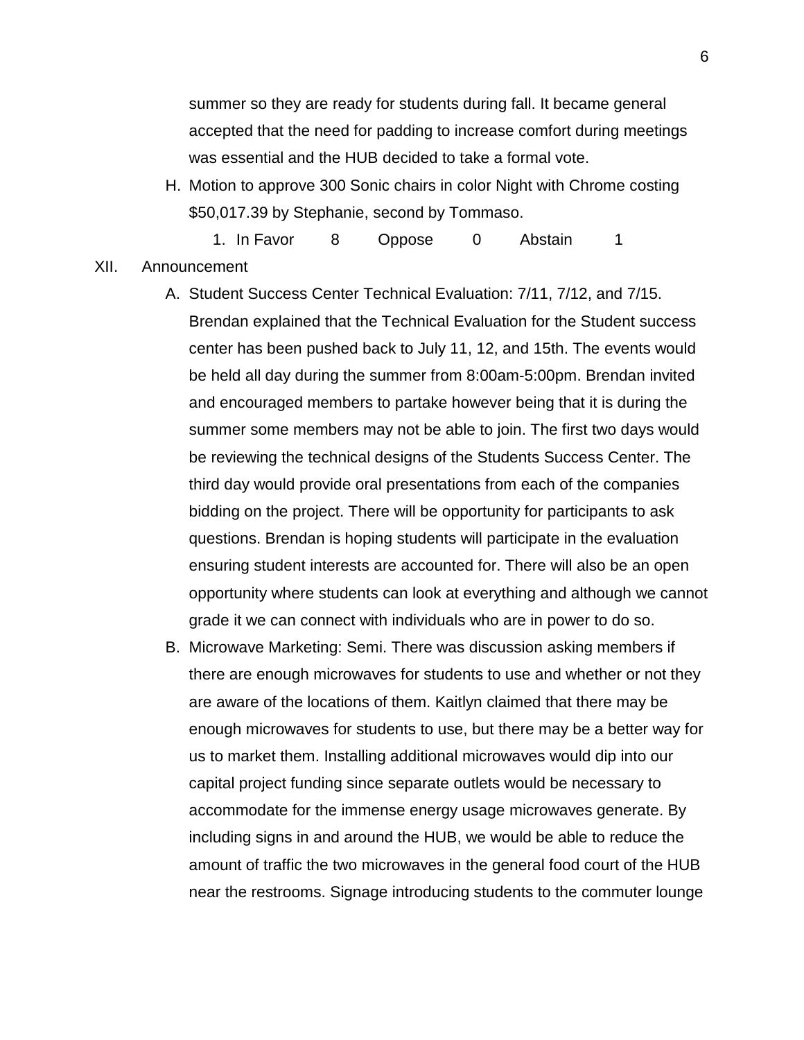summer so they are ready for students during fall. It became general accepted that the need for padding to increase comfort during meetings was essential and the HUB decided to take a formal vote.

H. Motion to approve 300 Sonic chairs in color Night with Chrome costing $50,017.39 by Stephanie, second by Tommaso.
   1. In Favor 8 Oppose 0 Abstain 1

XII. Announcement

A. Student Success Center Technical Evaluation: 7/11, 7/12, and 7/15. Brendan explained that the Technical Evaluation for the Student success center has been pushed back to July 11, 12, and 15th. The events would be held all day during the summer from 8:00am-5:00pm. Brendan invited and encouraged members to partake however being that it is during the summer some members may not be able to join. The first two days would be reviewing the technical designs of the Students Success Center. The third day would provide oral presentations from each of the companies bidding on the project. There will be opportunity for participants to ask questions. Brendan is hoping students will participate in the evaluation ensuring student interests are accounted for. There will also be an open opportunity where students can look at everything and although we cannot grade it we can connect with individuals who are in power to do so.

B. Microwave Marketing: Semi. There was discussion asking members if there are enough microwaves for students to use and whether or not they are aware of the locations of them. Kaitlyn claimed that there may be enough microwaves for students to use, but there may be a better way for us to market them. Installing additional microwaves would dip into our capital project funding since separate outlets would be necessary to accommodate for the immense energy usage microwaves generate. By including signs in and around the HUB, we would be able to reduce the amount of traffic the two microwaves in the general food court of the HUB near the restrooms. Signage introducing students to the commuter lounge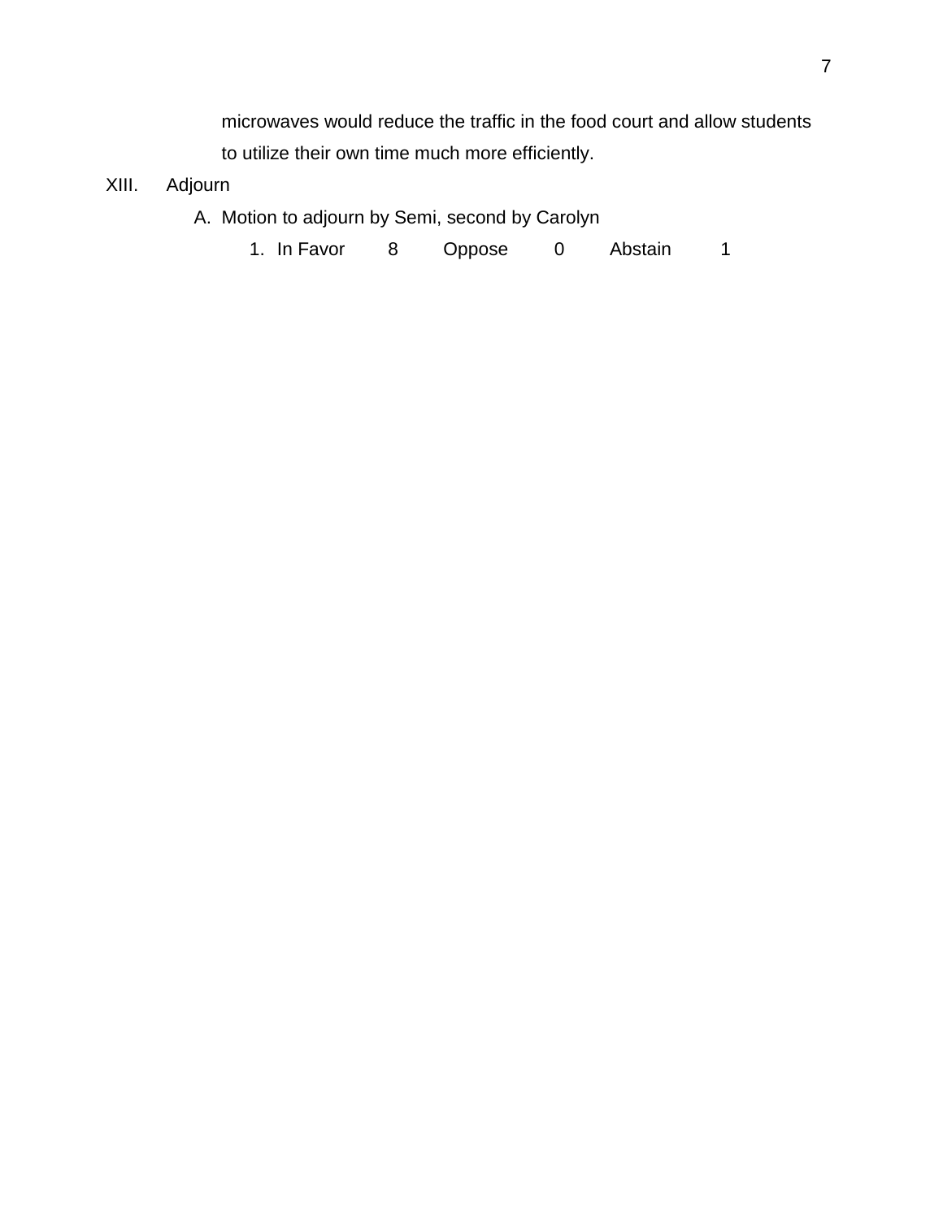microwaves would reduce the traffic in the food court and allow students to utilize their own time much more efficiently.

XIII. Adjourn

A. Motion to adjourn by Semi, second by Carolyn

1. In Favor 8 Oppose 0 Abstain 1